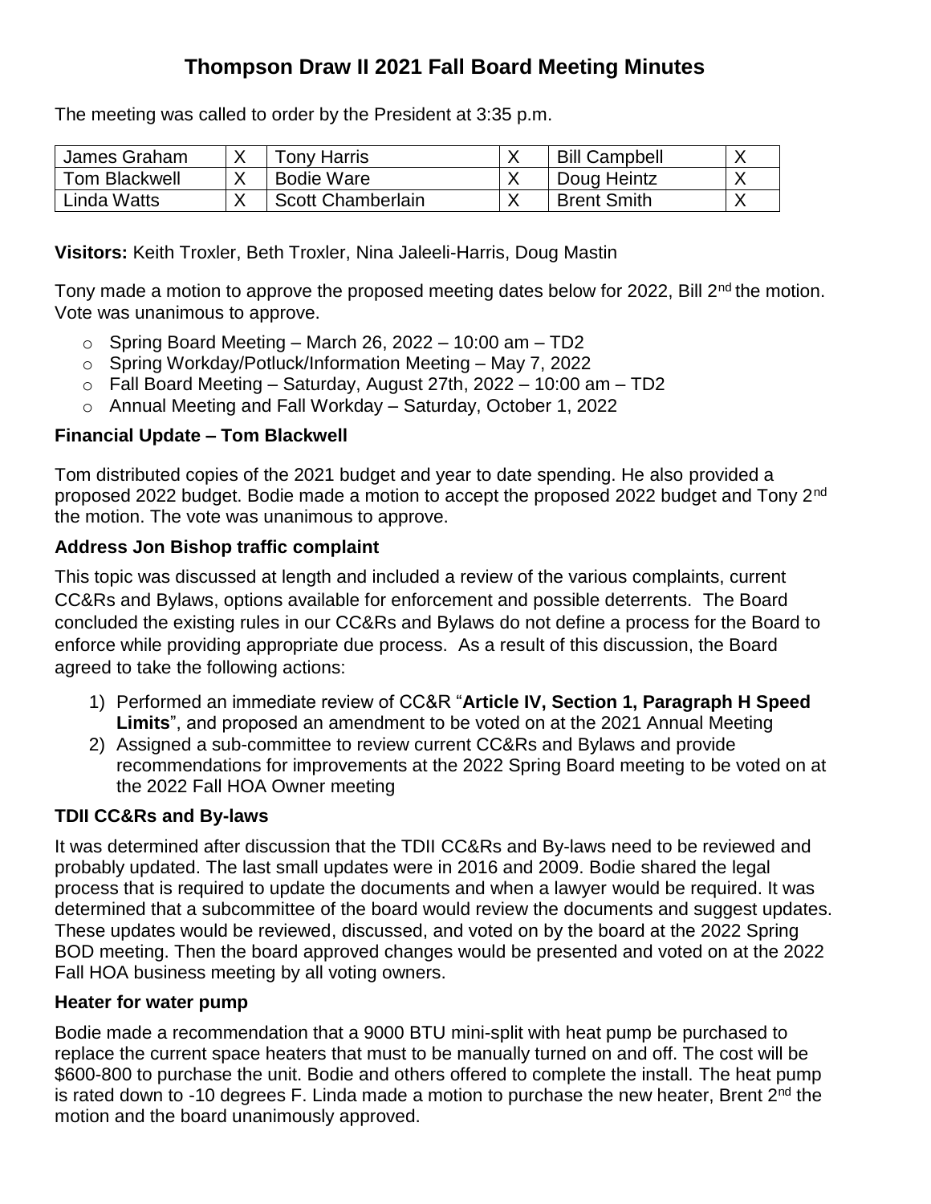# Thompson Draw II 2021 Fall Board Meeting Minutes

The meeting was called to order by the President at 3:35 p.m.

| James Graham | X | Tony Harris | X | Bill Campbell | X |
|---|---|---|---|---|---|
| Tom Blackwell | X | Bodie Ware | X | Doug Heintz | X |
| Linda Watts | X | Scott Chamberlain | X | Brent Smith | X |

**Visitors:** Keith Troxler, Beth Troxler, Nina Jaleeli-Harris, Doug Mastin

Tony made a motion to approve the proposed meeting dates below for 2022, Bill 2nd the motion. Vote was unanimous to approve.

- Spring Board Meeting – March 26, 2022 – 10:00 am – TD2
- Spring Workday/Potluck/Information Meeting – May 7, 2022
- Fall Board Meeting – Saturday, August 27th, 2022 – 10:00 am – TD2
- Annual Meeting and Fall Workday – Saturday, October 1, 2022

### Financial Update – Tom Blackwell

Tom distributed copies of the 2021 budget and year to date spending. He also provided a proposed 2022 budget. Bodie made a motion to accept the proposed 2022 budget and Tony 2nd the motion. The vote was unanimous to approve.

### Address Jon Bishop traffic complaint

This topic was discussed at length and included a review of the various complaints, current CC&Rs and Bylaws, options available for enforcement and possible deterrents. The Board concluded the existing rules in our CC&Rs and Bylaws do not define a process for the Board to enforce while providing appropriate due process. As a result of this discussion, the Board agreed to take the following actions:

1) Performed an immediate review of CC&R "**Article IV, Section 1, Paragraph H Speed Limits**", and proposed an amendment to be voted on at the 2021 Annual Meeting
2) Assigned a sub-committee to review current CC&Rs and Bylaws and provide recommendations for improvements at the 2022 Spring Board meeting to be voted on at the 2022 Fall HOA Owner meeting

### TDII CC&Rs and By-laws

It was determined after discussion that the TDII CC&Rs and By-laws need to be reviewed and probably updated. The last small updates were in 2016 and 2009. Bodie shared the legal process that is required to update the documents and when a lawyer would be required. It was determined that a subcommittee of the board would review the documents and suggest updates. These updates would be reviewed, discussed, and voted on by the board at the 2022 Spring BOD meeting. Then the board approved changes would be presented and voted on at the 2022 Fall HOA business meeting by all voting owners.

### Heater for water pump

Bodie made a recommendation that a 9000 BTU mini-split with heat pump be purchased to replace the current space heaters that must to be manually turned on and off. The cost will be $600-800 to purchase the unit. Bodie and others offered to complete the install. The heat pump is rated down to -10 degrees F. Linda made a motion to purchase the new heater, Brent 2nd the motion and the board unanimously approved.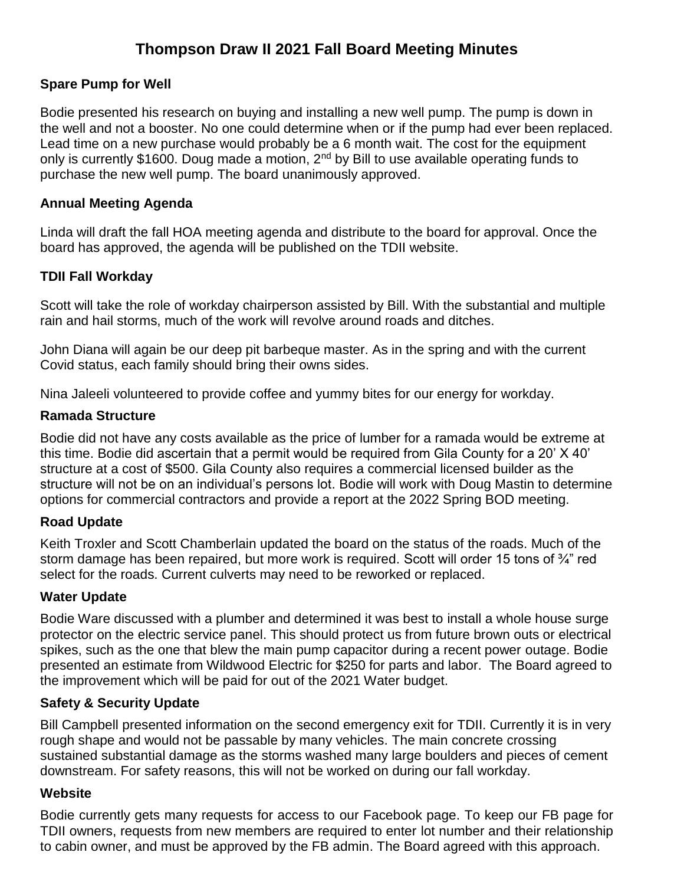# Thompson Draw II 2021 Fall Board Meeting Minutes

### Spare Pump for Well

Bodie presented his research on buying and installing a new well pump. The pump is down in the well and not a booster. No one could determine when or if the pump had ever been replaced. Lead time on a new purchase would probably be a 6 month wait. The cost for the equipment only is currently $1600. Doug made a motion, 2nd by Bill to use available operating funds to purchase the new well pump. The board unanimously approved.

### Annual Meeting Agenda

Linda will draft the fall HOA meeting agenda and distribute to the board for approval. Once the board has approved, the agenda will be published on the TDII website.

### TDII Fall Workday

Scott will take the role of workday chairperson assisted by Bill. With the substantial and multiple rain and hail storms, much of the work will revolve around roads and ditches.

John Diana will again be our deep pit barbeque master. As in the spring and with the current Covid status, each family should bring their owns sides.

Nina Jaleeli volunteered to provide coffee and yummy bites for our energy for workday.

### Ramada Structure

Bodie did not have any costs available as the price of lumber for a ramada would be extreme at this time. Bodie did ascertain that a permit would be required from Gila County for a 20' X 40' structure at a cost of $500. Gila County also requires a commercial licensed builder as the structure will not be on an individual's persons lot. Bodie will work with Doug Mastin to determine options for commercial contractors and provide a report at the 2022 Spring BOD meeting.

### Road Update

Keith Troxler and Scott Chamberlain updated the board on the status of the roads. Much of the storm damage has been repaired, but more work is required. Scott will order 15 tons of ¾" red select for the roads. Current culverts may need to be reworked or replaced.

### Water Update

Bodie Ware discussed with a plumber and determined it was best to install a whole house surge protector on the electric service panel. This should protect us from future brown outs or electrical spikes, such as the one that blew the main pump capacitor during a recent power outage. Bodie presented an estimate from Wildwood Electric for $250 for parts and labor. The Board agreed to the improvement which will be paid for out of the 2021 Water budget.

### Safety & Security Update

Bill Campbell presented information on the second emergency exit for TDII. Currently it is in very rough shape and would not be passable by many vehicles. The main concrete crossing sustained substantial damage as the storms washed many large boulders and pieces of cement downstream. For safety reasons, this will not be worked on during our fall workday.

### Website

Bodie currently gets many requests for access to our Facebook page. To keep our FB page for TDII owners, requests from new members are required to enter lot number and their relationship to cabin owner, and must be approved by the FB admin. The Board agreed with this approach.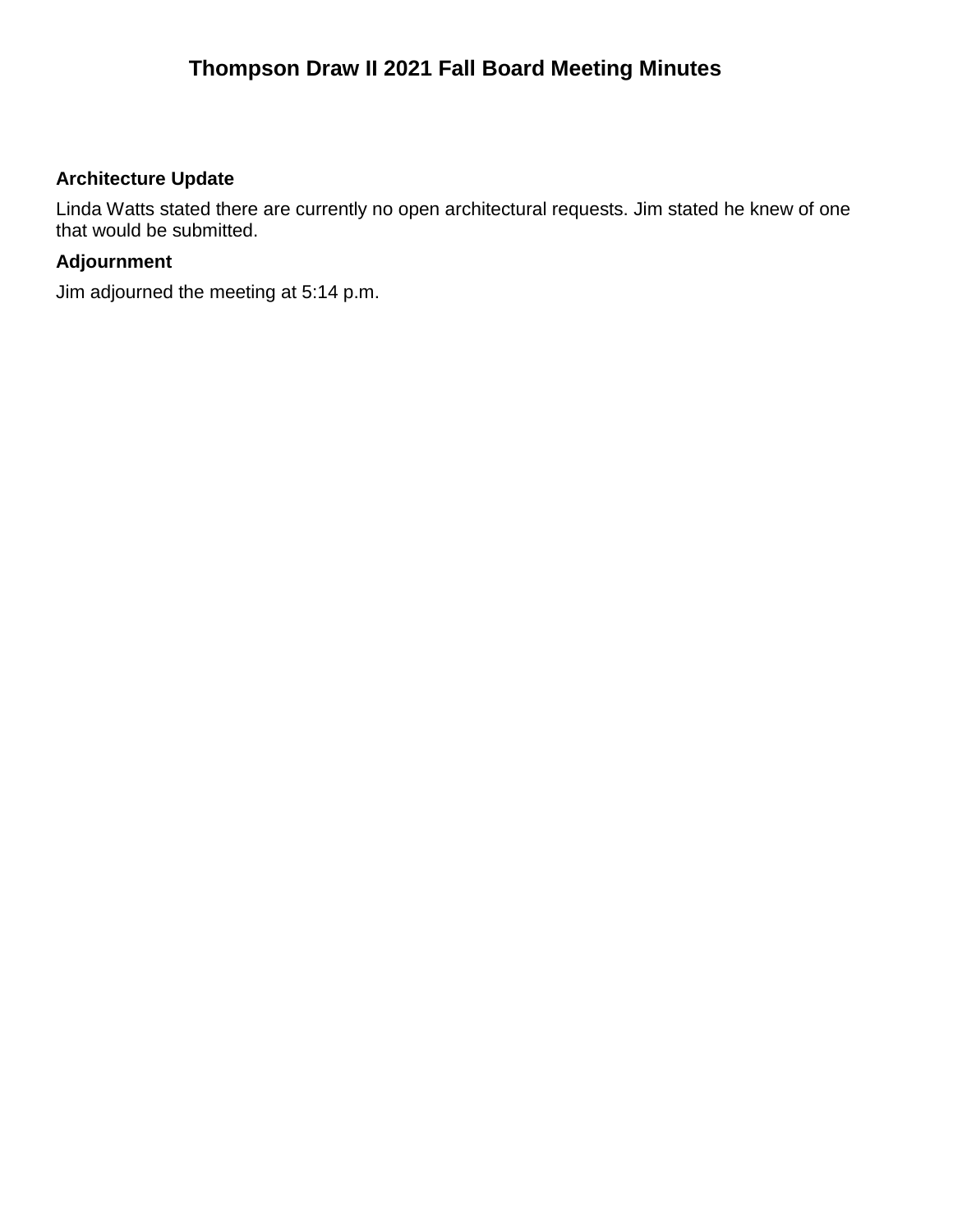### Architecture Update

Linda Watts stated there are currently no open architectural requests. Jim stated he knew of one that would be submitted.

### Adjournment

Jim adjourned the meeting at 5:14 p.m.